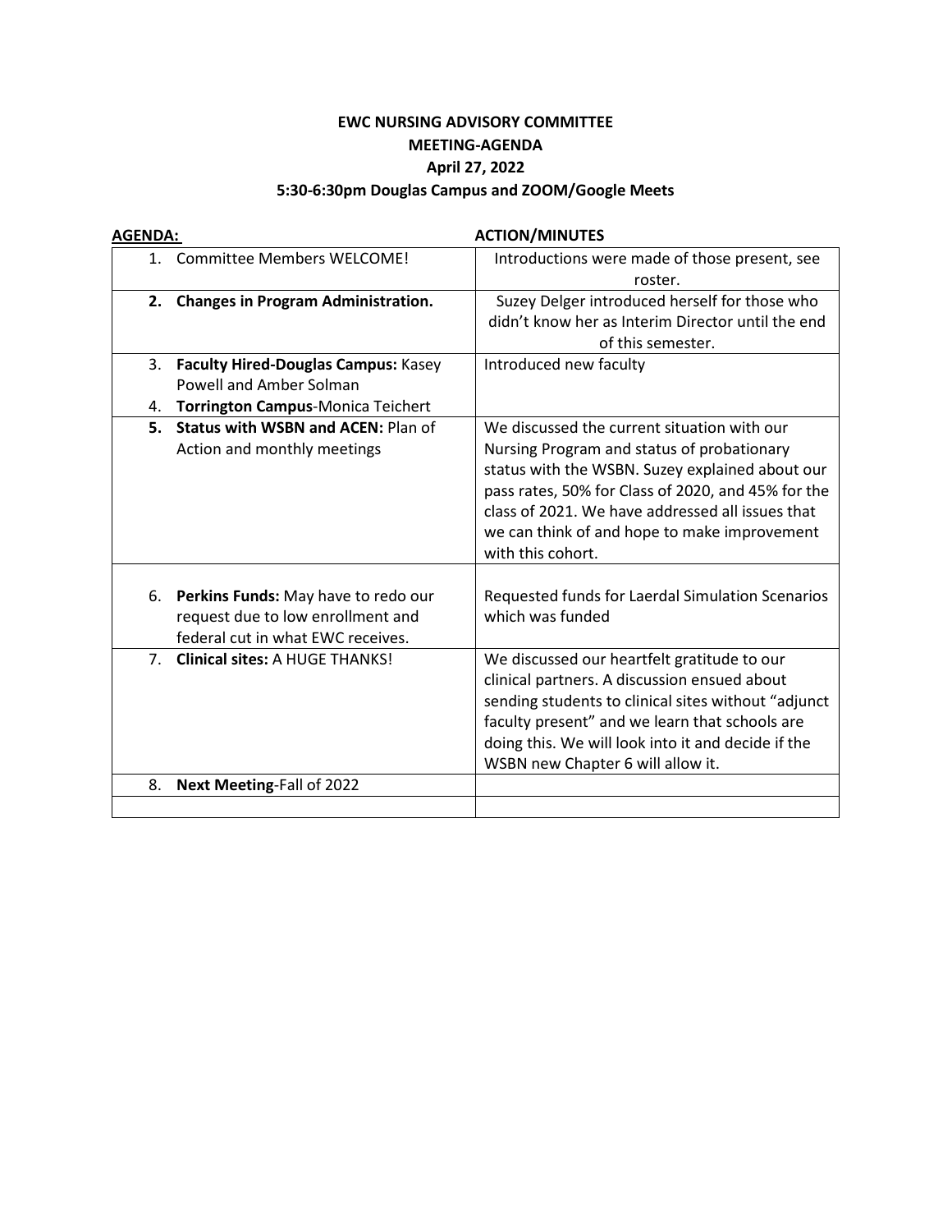**EWC NURSING ADVISORY COMMITTEE**

**MEETING-AGENDA**

**April 27, 2022**

**5:30-6:30pm Douglas Campus and ZOOM/Google Meets**

| **AGENDA:** | **ACTION/MINUTES** |
|---|---|
| 1. Committee Members WELCOME! | Introductions were made of those present, see roster. |
| 2. **Changes in Program Administration.** | Suzey Delger introduced herself for those who didn't know her as Interim Director until the end of this semester. |
| 3. **Faculty Hired-Douglas Campus:** Kasey Powell and Amber Solman<br>4. **Torrington Campus**-Monica Teichert | Introduced new faculty |
| 5. **Status with WSBN and ACEN:** Plan of Action and monthly meetings | We discussed the current situation with our Nursing Program and status of probationary status with the WSBN. Suzey explained about our pass rates, 50% for Class of 2020, and 45% for the class of 2021. We have addressed all issues that we can think of and hope to make improvement with this cohort. |
| 6. **Perkins Funds:** May have to redo our request due to low enrollment and federal cut in what EWC receives. | Requested funds for Laerdal Simulation Scenarios which was funded |
| 7. **Clinical sites:** A HUGE THANKS! | We discussed our heartfelt gratitude to our clinical partners. A discussion ensued about sending students to clinical sites without "adjunct faculty present" and we learn that schools are doing this. We will look into it and decide if the WSBN new Chapter 6 will allow it. |
| 8. **Next Meeting**-Fall of 2022 | |
| | |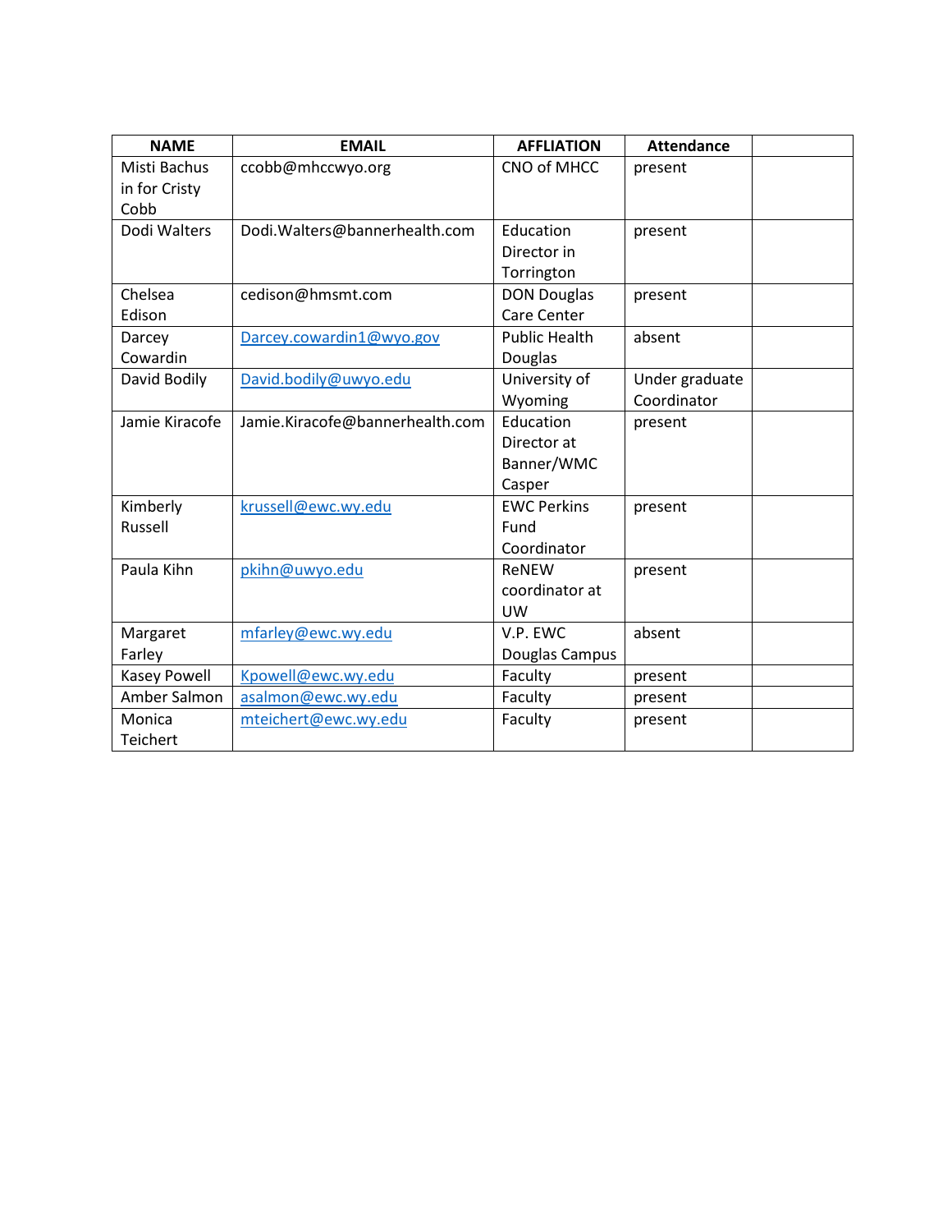| NAME | EMAIL | AFFLIATION | Attendance | |
|---|---|---|---|---|
| Misti Bachus in for Cristy Cobb | ccobb@mhccwyo.org | CNO of MHCC | present | |
| Dodi Walters | Dodi.Walters@bannerhealth.com | Education Director in Torrington | present | |
| Chelsea Edison | cedison@hmsmt.com | DON Douglas Care Center | present | |
| Darcey Cowardin | Darcey.cowardin1@wyo.gov | Public Health Douglas | absent | |
| David Bodily | David.bodily@uwyo.edu | University of Wyoming | Under graduate Coordinator | |
| Jamie Kiracofe | Jamie.Kiracofe@bannerhealth.com | Education Director at Banner/WMC Casper | present | |
| Kimberly Russell | krussell@ewc.wy.edu | EWC Perkins Fund Coordinator | present | |
| Paula Kihn | pkihn@uwyo.edu | ReNEW coordinator at UW | present | |
| Margaret Farley | mfarley@ewc.wy.edu | V.P. EWC Douglas Campus | absent | |
| Kasey Powell | Kpowell@ewc.wy.edu | Faculty | present | |
| Amber Salmon | asalmon@ewc.wy.edu | Faculty | present | |
| Monica Teichert | mteichert@ewc.wy.edu | Faculty | present | |